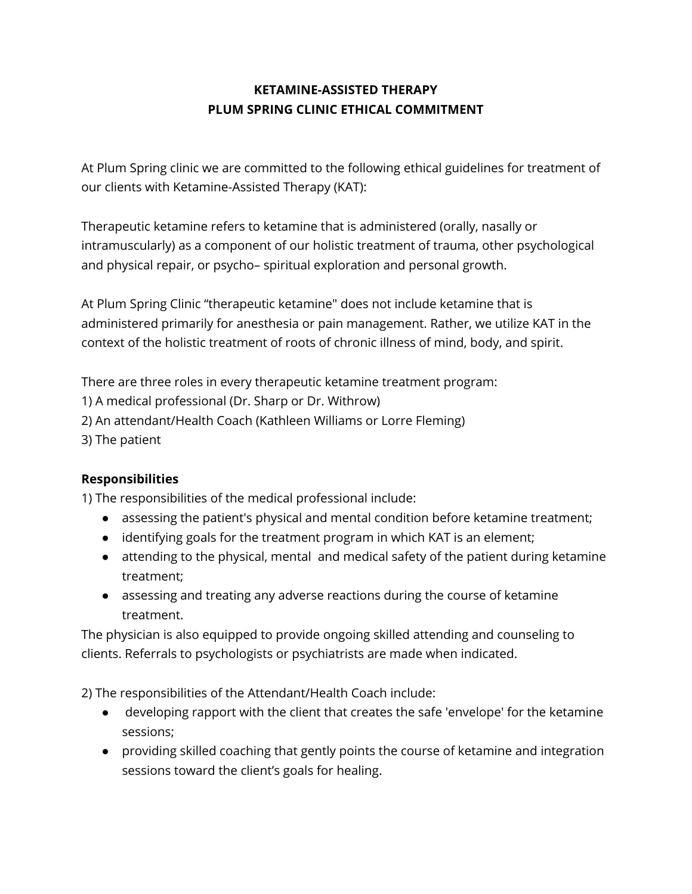# KETAMINE-ASSISTED THERAPY
# PLUM SPRING CLINIC ETHICAL COMMITMENT

At Plum Spring clinic we are committed to the following ethical guidelines for treatment of our clients with Ketamine-Assisted Therapy (KAT):

Therapeutic ketamine refers to ketamine that is administered (orally, nasally or intramuscularly) as a component of our holistic treatment of trauma, other psychological and physical repair, or psycho– spiritual exploration and personal growth.

At Plum Spring Clinic "therapeutic ketamine" does not include ketamine that is administered primarily for anesthesia or pain management. Rather, we utilize KAT in the context of the holistic treatment of roots of chronic illness of mind, body, and spirit.

There are three roles in every therapeutic ketamine treatment program:
1) A medical professional (Dr. Sharp or Dr. Withrow)
2) An attendant/Health Coach (Kathleen Williams or Lorre Fleming)
3) The patient

**Responsibilities**

1) The responsibilities of the medical professional include:

- assessing the patient's physical and mental condition before ketamine treatment;
- identifying goals for the treatment program in which KAT is an element;
- attending to the physical, mental and medical safety of the patient during ketamine treatment;
- assessing and treating any adverse reactions during the course of ketamine treatment.

The physician is also equipped to provide ongoing skilled attending and counseling to clients. Referrals to psychologists or psychiatrists are made when indicated.

2) The responsibilities of the Attendant/Health Coach include:

- developing rapport with the client that creates the safe 'envelope' for the ketamine sessions;
- providing skilled coaching that gently points the course of ketamine and integration sessions toward the client's goals for healing.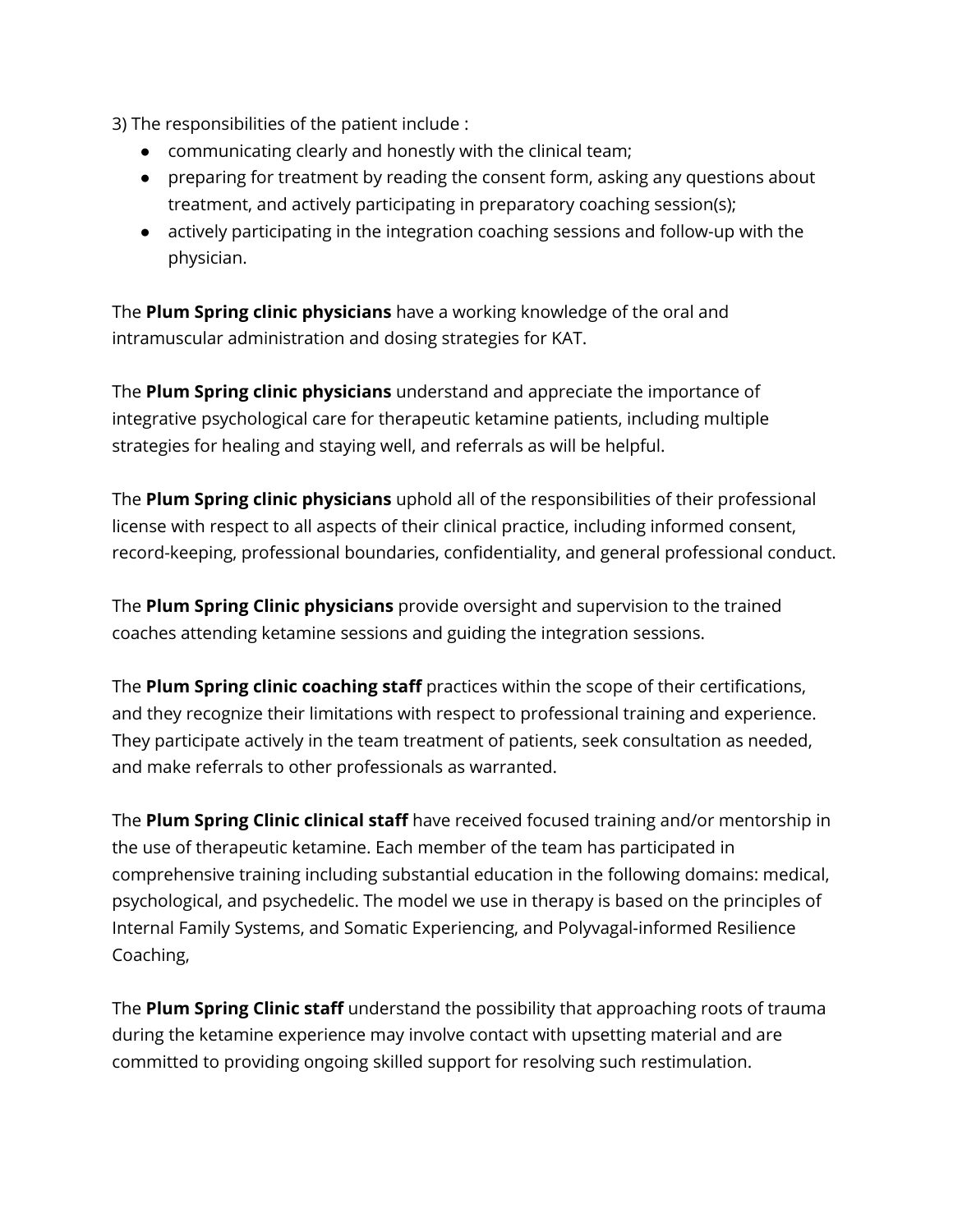3) The responsibilities of the patient include :

- communicating clearly and honestly with the clinical team;
- preparing for treatment by reading the consent form, asking any questions about treatment, and actively participating in preparatory coaching session(s);
- actively participating in the integration coaching sessions and follow-up with the physician.

The **Plum Spring clinic physicians** have a working knowledge of the oral and intramuscular administration and dosing strategies for KAT.

The **Plum Spring clinic physicians** understand and appreciate the importance of integrative psychological care for therapeutic ketamine patients, including multiple strategies for healing and staying well, and referrals as will be helpful.

The **Plum Spring clinic physicians** uphold all of the responsibilities of their professional license with respect to all aspects of their clinical practice, including informed consent, record-keeping, professional boundaries, confidentiality, and general professional conduct.

The **Plum Spring Clinic physicians** provide oversight and supervision to the trained coaches attending ketamine sessions and guiding the integration sessions.

The **Plum Spring clinic coaching staff** practices within the scope of their certifications, and they recognize their limitations with respect to professional training and experience. They participate actively in the team treatment of patients, seek consultation as needed, and make referrals to other professionals as warranted.

The **Plum Spring Clinic clinical staff** have received focused training and/or mentorship in the use of therapeutic ketamine. Each member of the team has participated in comprehensive training including substantial education in the following domains: medical, psychological, and psychedelic. The model we use in therapy is based on the principles of Internal Family Systems, and Somatic Experiencing, and Polyvagal-informed Resilience Coaching,

The **Plum Spring Clinic staff** understand the possibility that approaching roots of trauma during the ketamine experience may involve contact with upsetting material and are committed to providing ongoing skilled support for resolving such restimulation.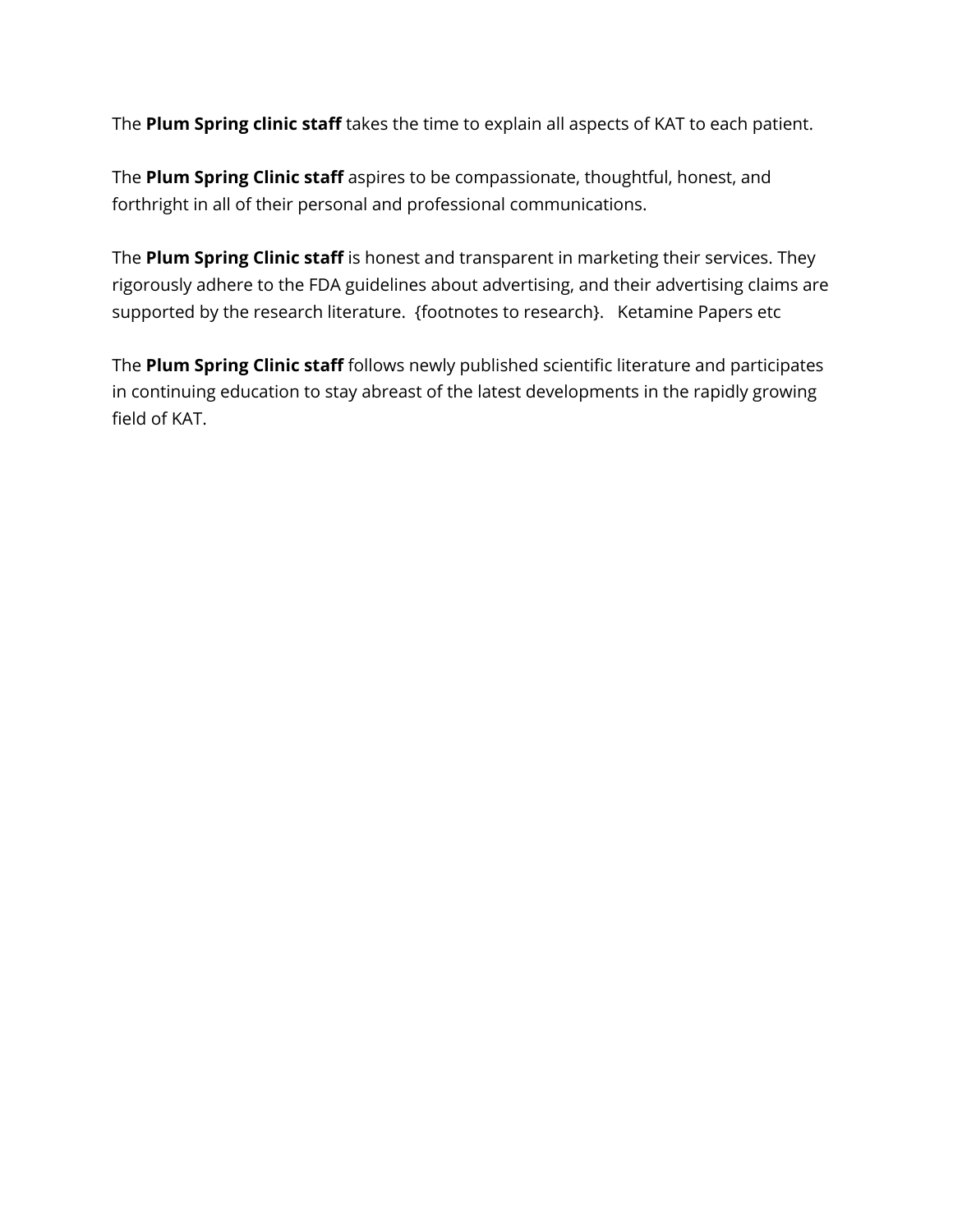The **Plum Spring clinic staff** takes the time to explain all aspects of KAT to each patient.

The **Plum Spring Clinic staff** aspires to be compassionate, thoughtful, honest, and forthright in all of their personal and professional communications.

The **Plum Spring Clinic staff** is honest and transparent in marketing their services. They rigorously adhere to the FDA guidelines about advertising, and their advertising claims are supported by the research literature. {footnotes to research}. Ketamine Papers etc

The **Plum Spring Clinic staff** follows newly published scientific literature and participates in continuing education to stay abreast of the latest developments in the rapidly growing field of KAT.